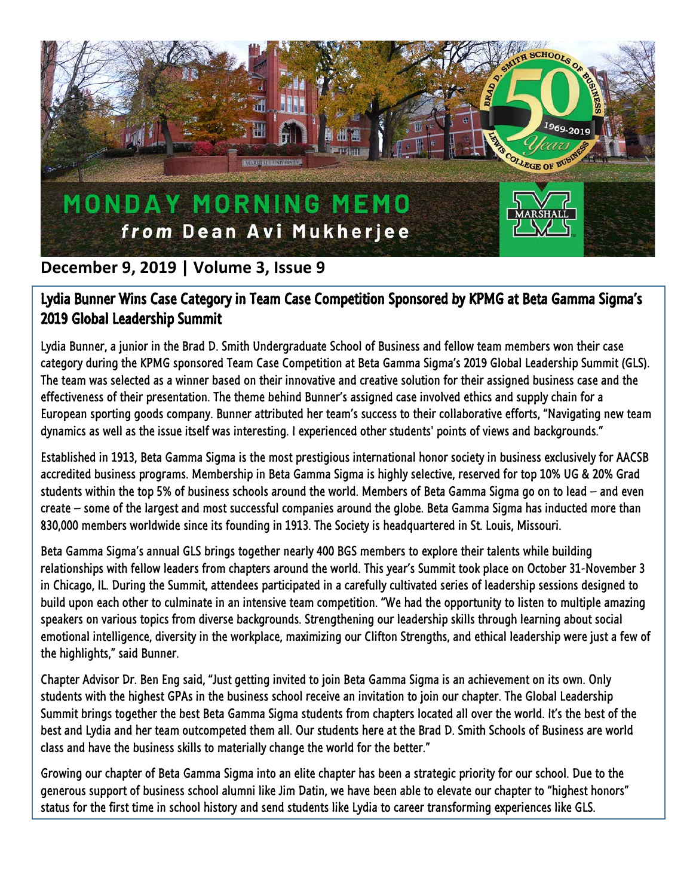# MONDAY MORNING MEMO
## *from* Dean Avi Mukherjee

**December 9, 2019 | Volume 3, Issue 9**

## Lydia Bunner Wins Case Category in Team Case Competition Sponsored by KPMG at Beta Gamma Sigma's 2019 Global Leadership Summit

Lydia Bunner, a junior in the Brad D. Smith Undergraduate School of Business and fellow team members won their case category during the KPMG sponsored Team Case Competition at Beta Gamma Sigma's 2019 Global Leadership Summit (GLS). The team was selected as a winner based on their innovative and creative solution for their assigned business case and the effectiveness of their presentation. The theme behind Bunner's assigned case involved ethics and supply chain for a European sporting goods company. Bunner attributed her team's success to their collaborative efforts, "Navigating new team dynamics as well as the issue itself was interesting. I experienced other students' points of views and backgrounds."

Established in 1913, Beta Gamma Sigma is the most prestigious international honor society in business exclusively for AACSB accredited business programs. Membership in Beta Gamma Sigma is highly selective, reserved for top 10% UG & 20% Grad students within the top 5% of business schools around the world. Members of Beta Gamma Sigma go on to lead – and even create – some of the largest and most successful companies around the globe. Beta Gamma Sigma has inducted more than 830,000 members worldwide since its founding in 1913. The Society is headquartered in St. Louis, Missouri.

Beta Gamma Sigma's annual GLS brings together nearly 400 BGS members to explore their talents while building relationships with fellow leaders from chapters around the world. This year's Summit took place on October 31-November 3 in Chicago, IL. During the Summit, attendees participated in a carefully cultivated series of leadership sessions designed to build upon each other to culminate in an intensive team competition. "We had the opportunity to listen to multiple amazing speakers on various topics from diverse backgrounds. Strengthening our leadership skills through learning about social emotional intelligence, diversity in the workplace, maximizing our Clifton Strengths, and ethical leadership were just a few of the highlights," said Bunner.

Chapter Advisor Dr. Ben Eng said, "Just getting invited to join Beta Gamma Sigma is an achievement on its own. Only students with the highest GPAs in the business school receive an invitation to join our chapter. The Global Leadership Summit brings together the best Beta Gamma Sigma students from chapters located all over the world. It's the best of the best and Lydia and her team outcompeted them all. Our students here at the Brad D. Smith Schools of Business are world class and have the business skills to materially change the world for the better."

Growing our chapter of Beta Gamma Sigma into an elite chapter has been a strategic priority for our school. Due to the generous support of business school alumni like Jim Datin, we have been able to elevate our chapter to "highest honors" status for the first time in school history and send students like Lydia to career transforming experiences like GLS.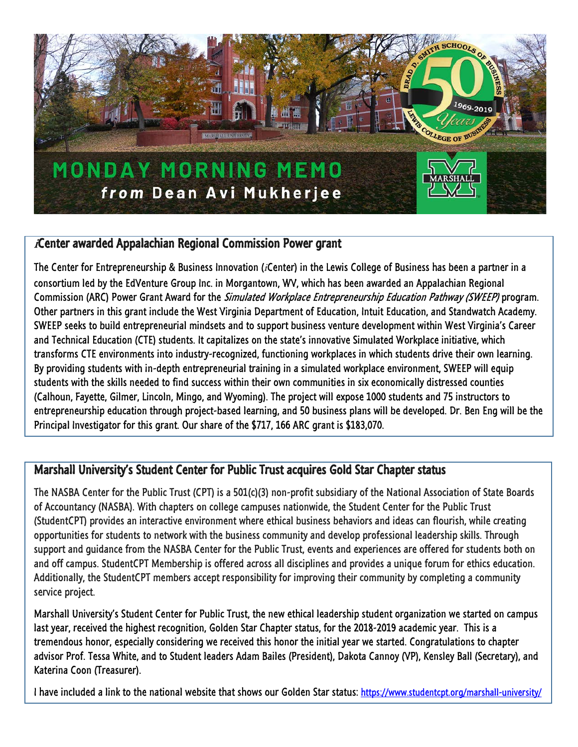# MONDAY MORNING MEMO

***from*** **Dean Avi Mukherjee**

## *i*Center awarded Appalachian Regional Commission Power grant

The Center for Entrepreneurship & Business Innovation (*i*Center) in the Lewis College of Business has been a partner in a consortium led by the EdVenture Group Inc. in Morgantown, WV, which has been awarded an Appalachian Regional Commission (ARC) Power Grant Award for the *Simulated Workplace Entrepreneurship Education Pathway (SWEEP)* program. Other partners in this grant include the West Virginia Department of Education, Intuit Education, and Standwatch Academy. SWEEP seeks to build entrepreneurial mindsets and to support business venture development within West Virginia's Career and Technical Education (CTE) students. It capitalizes on the state's innovative Simulated Workplace initiative, which transforms CTE environments into industry-recognized, functioning workplaces in which students drive their own learning. By providing students with in-depth entrepreneurial training in a simulated workplace environment, SWEEP will equip students with the skills needed to find success within their own communities in six economically distressed counties (Calhoun, Fayette, Gilmer, Lincoln, Mingo, and Wyoming). The project will expose 1000 students and 75 instructors to entrepreneurship education through project-based learning, and 50 business plans will be developed. Dr. Ben Eng will be the Principal Investigator for this grant. Our share of the $717, 166 ARC grant is $183,070.

## Marshall University's Student Center for Public Trust acquires Gold Star Chapter status

The NASBA Center for the Public Trust (CPT) is a 501(c)(3) non-profit subsidiary of the National Association of State Boards of Accountancy (NASBA). With chapters on college campuses nationwide, the Student Center for the Public Trust (StudentCPT) provides an interactive environment where ethical business behaviors and ideas can flourish, while creating opportunities for students to network with the business community and develop professional leadership skills. Through support and guidance from the NASBA Center for the Public Trust, events and experiences are offered for students both on and off campus. StudentCPT Membership is offered across all disciplines and provides a unique forum for ethics education. Additionally, the StudentCPT members accept responsibility for improving their community by completing a community service project.

Marshall University's Student Center for Public Trust, the new ethical leadership student organization we started on campus last year, received the highest recognition, Golden Star Chapter status, for the 2018-2019 academic year. This is a tremendous honor, especially considering we received this honor the initial year we started. Congratulations to chapter advisor Prof. Tessa White, and to Student leaders Adam Bailes (President), Dakota Cannoy (VP), Kensley Ball (Secretary), and Katerina Coon (Treasurer).

I have included a link to the national website that shows our Golden Star status: https://www.studentcpt.org/marshall-university/